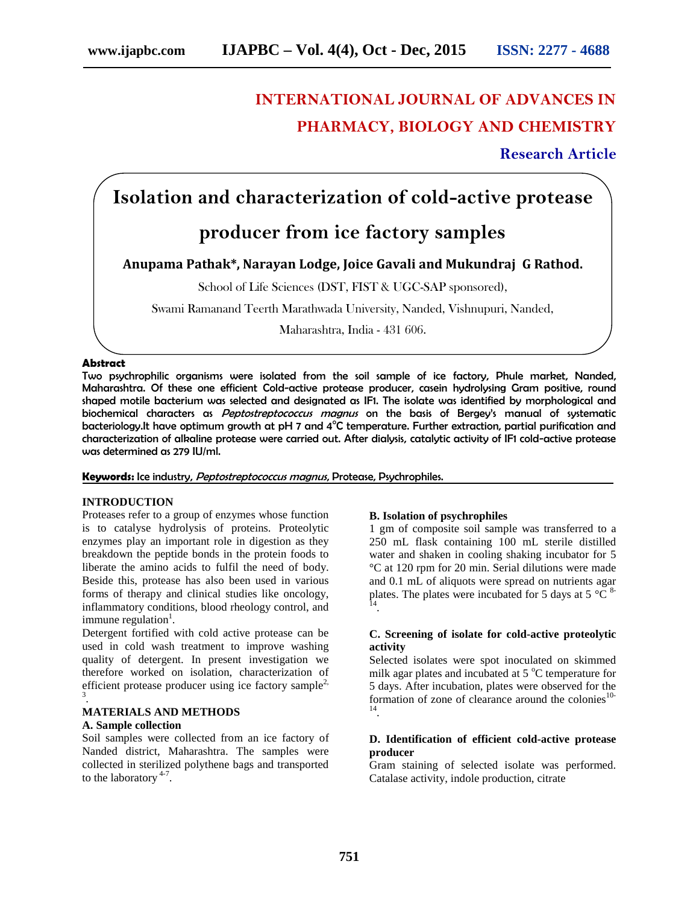# INTERNATIONAL JOURNAL OF ADVANCES IN PHARMACY, BIOLOGY AND CHEMISTRY

**Research Article**

# Isolation and characterization of cold-active protease producer from ice factory samples

**Anupama Pathak*, Narayan Lodge, Joice Gavali and Mukundraj G Rathod.**

School of Life Sciences (DST, FIST & UGC-SAP sponsored),

Swami Ramanand Teerth Marathwada University, Nanded, Vishnupuri, Nanded,

Maharashtra, India - 431 606.

**Abstract**

**Two psychrophilic organisms were isolated from the soil sample of ice factory, Phule market, Nanded, Maharashtra. Of these one efficient Cold-active protease producer, casein hydrolysing Gram positive, round shaped motile bacterium was selected and designated as IF1. The isolate was identified by morphological and biochemical characters as *Peptostreptococcus magnus* on the basis of Bergey's manual of systematic bacteriology.It have optimum growth at pH 7 and 4°C temperature. Further extraction, partial purification and characterization of alkaline protease were carried out. After dialysis, catalytic activity of IF1 cold-active protease was determined as 279 IU/ml.**

**Keywords:** Ice industry, *Peptostreptococcus magnus*, Protease, Psychrophiles.

## INTRODUCTION

Proteases refer to a group of enzymes whose function is to catalyse hydrolysis of proteins. Proteolytic enzymes play an important role in digestion as they breakdown the peptide bonds in the protein foods to liberate the amino acids to fulfil the need of body. Beside this, protease has also been used in various forms of therapy and clinical studies like oncology, inflammatory conditions, blood rheology control, and immune regulation[1].

Detergent fortified with cold active protease can be used in cold wash treatment to improve washing quality of detergent. In present investigation we therefore worked on isolation, characterization of efficient protease producer using ice factory sample[2,3].

## MATERIALS AND METHODS

### A. Sample collection

Soil samples were collected from an ice factory of Nanded district, Maharashtra. The samples were collected in sterilized polythene bags and transported to the laboratory [4-7].

### B. Isolation of psychrophiles

1 gm of composite soil sample was transferred to a 250 mL flask containing 100 mL sterile distilled water and shaken in cooling shaking incubator for 5 °C at 120 rpm for 20 min. Serial dilutions were made and 0.1 mL of aliquots were spread on nutrients agar plates. The plates were incubated for 5 days at 5 °C [8-14].

### C. Screening of isolate for cold-active proteolytic activity

Selected isolates were spot inoculated on skimmed milk agar plates and incubated at 5 °C temperature for 5 days. After incubation, plates were observed for the formation of zone of clearance around the colonies[10-14].

### D. Identification of efficient cold-active protease producer

Gram staining of selected isolate was performed. Catalase activity, indole production, citrate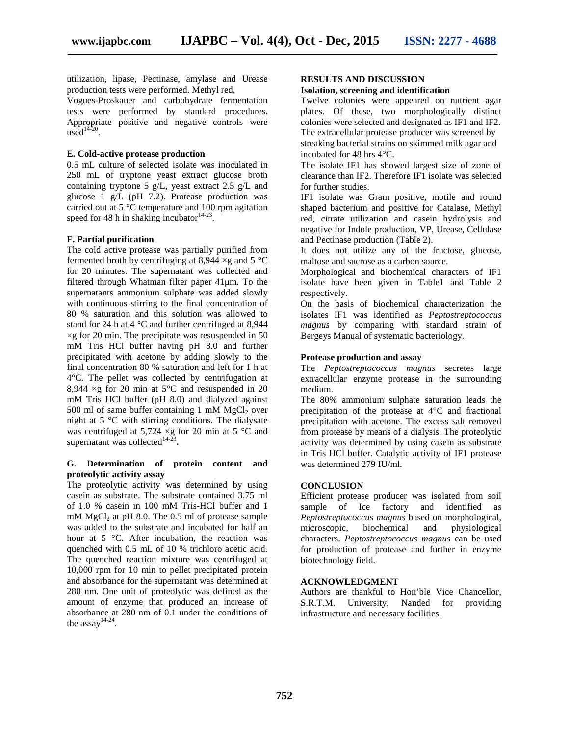utilization, lipase, Pectinase, amylase and Urease production tests were performed. Methyl red, Vogues-Proskauer and carbohydrate fermentation tests were performed by standard procedures. Appropriate positive and negative controls were used[14-20].

### E. Cold-active protease production

0.5 mL culture of selected isolate was inoculated in 250 mL of tryptone yeast extract glucose broth containing tryptone 5 g/L, yeast extract 2.5 g/L and glucose 1 g/L (pH 7.2). Protease production was carried out at 5 °C temperature and 100 rpm agitation speed for 48 h in shaking incubator[14-23].

### F. Partial purification

The cold active protease was partially purified from fermented broth by centrifuging at 8,944 ×g and 5 °C for 20 minutes. The supernatant was collected and filtered through Whatman filter paper 41µm. To the supernatants ammonium sulphate was added slowly with continuous stirring to the final concentration of 80 % saturation and this solution was allowed to stand for 24 h at 4 °C and further centrifuged at 8,944 ×g for 20 min. The precipitate was resuspended in 50 mM Tris HCl buffer having pH 8.0 and further precipitated with acetone by adding slowly to the final concentration 80 % saturation and left for 1 h at 4°C. The pellet was collected by centrifugation at 8,944 ×g for 20 min at 5°C and resuspended in 20 mM Tris HCl buffer (pH 8.0) and dialyzed against 500 ml of same buffer containing 1 mM $MgCl_2$ over night at 5 °C with stirring conditions. The dialysate was centrifuged at 5,724 ×g for 20 min at 5 °C and supernatant was collected[14-23].

### G. Determination of protein content and proteolytic activity assay

The proteolytic activity was determined by using casein as substrate. The substrate contained 3.75 ml of 1.0 % casein in 100 mM Tris-HCl buffer and 1 mM $MgCl_2$ at pH 8.0. The 0.5 ml of protease sample was added to the substrate and incubated for half an hour at 5 °C. After incubation, the reaction was quenched with 0.5 mL of 10 % trichloro acetic acid. The quenched reaction mixture was centrifuged at 10,000 rpm for 10 min to pellet precipitated protein and absorbance for the supernatant was determined at 280 nm. One unit of proteolytic was defined as the amount of enzyme that produced an increase of absorbance at 280 nm of 0.1 under the conditions of the assay[14-24].

## RESULTS AND DISCUSSION

### Isolation, screening and identification

Twelve colonies were appeared on nutrient agar plates. Of these, two morphologically distinct colonies were selected and designated as IF1 and IF2. The extracellular protease producer was screened by streaking bacterial strains on skimmed milk agar and incubated for 48 hrs 4°C.

The isolate IF1 has showed largest size of zone of clearance than IF2. Therefore IF1 isolate was selected for further studies.

IF1 isolate was Gram positive, motile and round shaped bacterium and positive for Catalase, Methyl red, citrate utilization and casein hydrolysis and negative for Indole production, VP, Urease, Cellulase and Pectinase production (Table 2).

It does not utilize any of the fructose, glucose, maltose and sucrose as a carbon source.

Morphological and biochemical characters of IF1 isolate have been given in Table1 and Table 2 respectively.

On the basis of biochemical characterization the isolates IF1 was identified as *Peptostreptococcus magnus* by comparing with standard strain of Bergeys Manual of systematic bacteriology.

### Protease production and assay

The *Peptostreptococcus magnus* secretes large extracellular enzyme protease in the surrounding medium.

The 80% ammonium sulphate saturation leads the precipitation of the protease at 4°C and fractional precipitation with acetone. The excess salt removed from protease by means of a dialysis. The proteolytic activity was determined by using casein as substrate in Tris HCl buffer. Catalytic activity of IF1 protease was determined 279 IU/ml.

## CONCLUSION

Efficient protease producer was isolated from soil sample of Ice factory and identified as *Peptostreptococcus magnus* based on morphological, microscopic, biochemical and physiological characters. *Peptostreptococcus magnus* can be used for production of protease and further in enzyme biotechnology field.

## ACKNOWLEDGMENT

Authors are thankful to Hon'ble Vice Chancellor, S.R.T.M. University, Nanded for providing infrastructure and necessary facilities.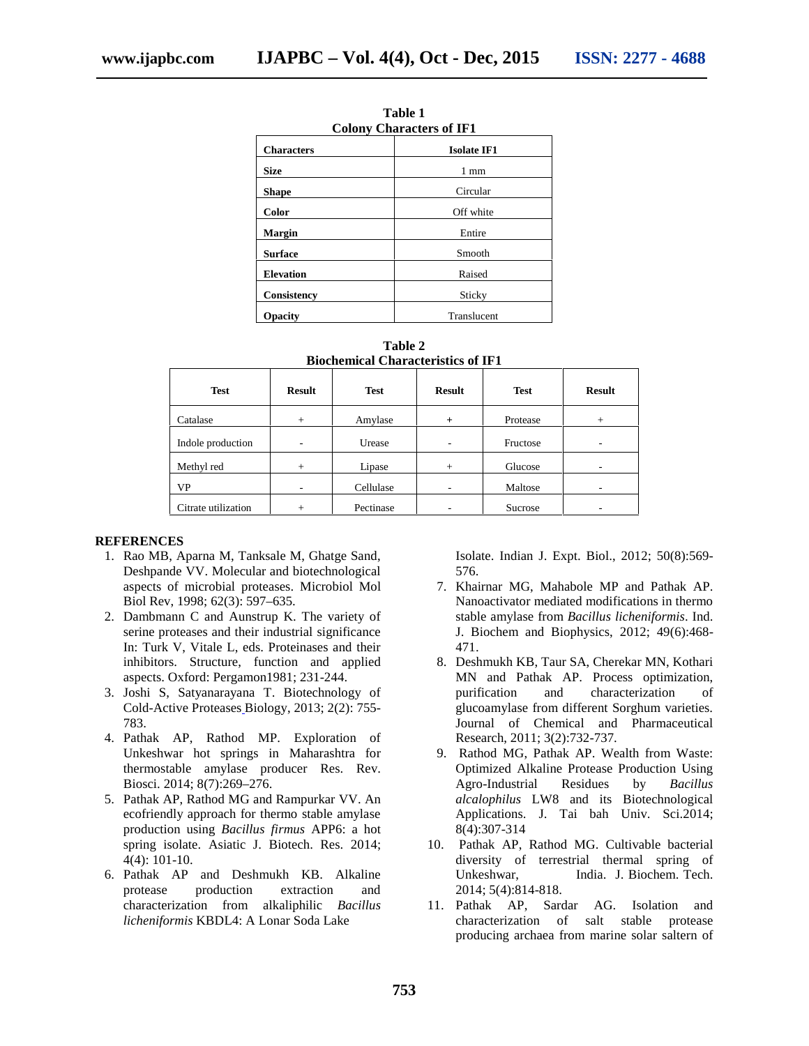**Table 1**
**Colony Characters of IF1**

| Characters | Isolate IF1 |
|---|---|
| **Size** | 1 mm |
| **Shape** | Circular |
| **Color** | Off white |
| **Margin** | Entire |
| **Surface** | Smooth |
| **Elevation** | Raised |
| **Consistency** | Sticky |
| **Opacity** | Translucent |

**Table 2**
**Biochemical Characteristics of IF1**

| Test | Result | Test | Result | Test | Result |
|---|---|---|---|---|---|
| Catalase | + | Amylase | + | Protease | + |
| Indole production | - | Urease | - | Fructose | - |
| Methyl red | + | Lipase | + | Glucose | - |
| VP | - | Cellulase | - | Maltose | - |
| Citrate utilization | + | Pectinase | - | Sucrose | - |

## REFERENCES

1. Rao MB, Aparna M, Tanksale M, Ghatge Sand, Deshpande VV. Molecular and biotechnological aspects of microbial proteases. Microbiol Mol Biol Rev, 1998; 62(3): 597–635.
2. Dambmann C and Aunstrup K. The variety of serine proteases and their industrial significance In: Turk V, Vitale L, eds. Proteinases and their inhibitors. Structure, function and applied aspects. Oxford: Pergamon1981; 231-244.
3. Joshi S, Satyanarayana T. Biotechnology of Cold-Active Proteases Biology, 2013; 2(2): 755-783.
4. Pathak AP, Rathod MP. Exploration of Unkeshwar hot springs in Maharashtra for thermostable amylase producer Res. Rev. Biosci. 2014; 8(7):269–276.
5. Pathak AP, Rathod MG and Rampurkar VV. An ecofriendly approach for thermo stable amylase production using *Bacillus firmus* APP6: a hot spring isolate. Asiatic J. Biotech. Res. 2014; 4(4): 101-10.
6. Pathak AP and Deshmukh KB. Alkaline protease production extraction and characterization from alkaliphilic *Bacillus licheniformis* KBDL4: A Lonar Soda Lake Isolate. Indian J. Expt. Biol., 2012; 50(8):569-576.
7. Khairnar MG, Mahabole MP and Pathak AP. Nanoactivator mediated modifications in thermo stable amylase from *Bacillus licheniformis*. Ind. J. Biochem and Biophysics, 2012; 49(6):468-471.
8. Deshmukh KB, Taur SA, Cherekar MN, Kothari MN and Pathak AP. Process optimization, purification and characterization of glucoamylase from different Sorghum varieties. Journal of Chemical and Pharmaceutical Research, 2011; 3(2):732-737.
9. Rathod MG, Pathak AP. Wealth from Waste: Optimized Alkaline Protease Production Using Agro-Industrial Residues by *Bacillus alcalophilus* LW8 and its Biotechnological Applications. J. Tai bah Univ. Sci.2014; 8(4):307-314
10. Pathak AP, Rathod MG. Cultivable bacterial diversity of terrestrial thermal spring of Unkeshwar, India. J. Biochem. Tech. 2014; 5(4):814-818.
11. Pathak AP, Sardar AG. Isolation and characterization of salt stable protease producing archaea from marine solar saltern of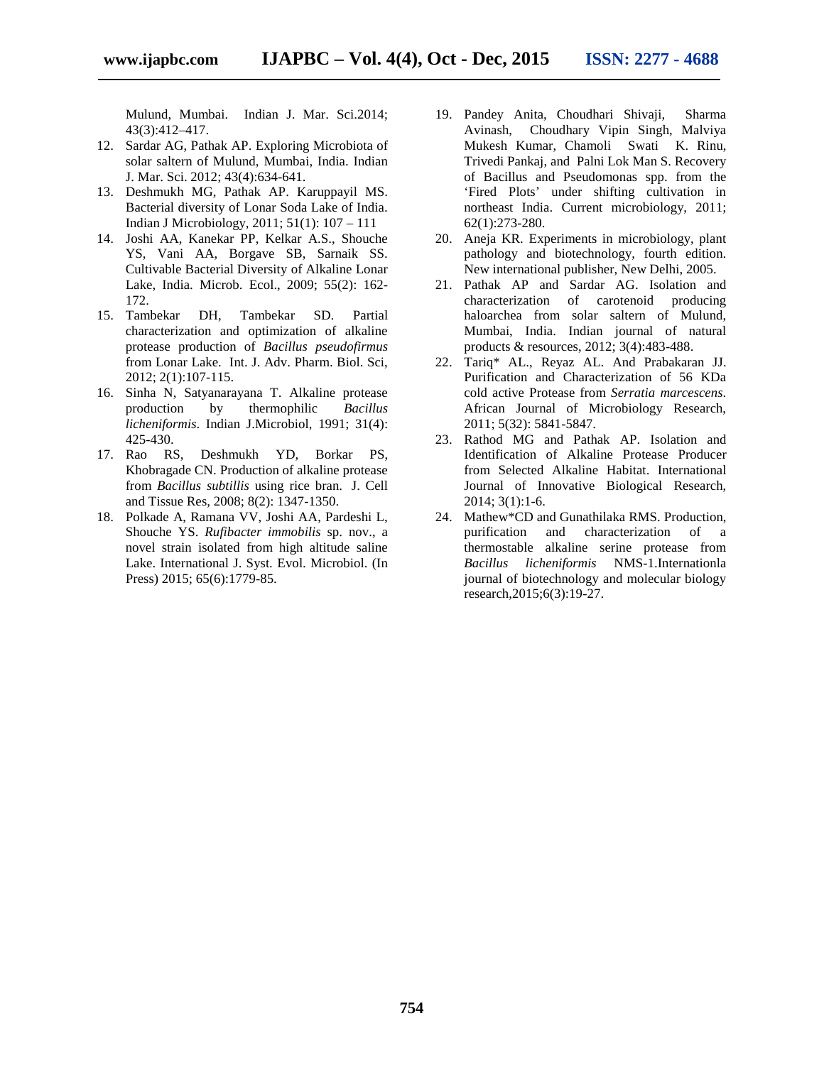Mulund, Mumbai. Indian J. Mar. Sci.2014; 43(3):412–417.

12. Sardar AG, Pathak AP. Exploring Microbiota of solar saltern of Mulund, Mumbai, India. Indian J. Mar. Sci. 2012; 43(4):634-641.
13. Deshmukh MG, Pathak AP. Karuppayil MS. Bacterial diversity of Lonar Soda Lake of India. Indian J Microbiology, 2011; 51(1): 107 – 111
14. Joshi AA, Kanekar PP, Kelkar A.S., Shouche YS, Vani AA, Borgave SB, Sarnaik SS. Cultivable Bacterial Diversity of Alkaline Lonar Lake, India. Microb. Ecol., 2009; 55(2): 162-172.
15. Tambekar DH, Tambekar SD. Partial characterization and optimization of alkaline protease production of *Bacillus pseudofirmus* from Lonar Lake. Int. J. Adv. Pharm. Biol. Sci, 2012; 2(1):107-115.
16. Sinha N, Satyanarayana T. Alkaline protease production by thermophilic *Bacillus licheniformis*. Indian J.Microbiol, 1991; 31(4): 425-430.
17. Rao RS, Deshmukh YD, Borkar PS, Khobragade CN. Production of alkaline protease from *Bacillus subtillis* using rice bran. J. Cell and Tissue Res, 2008; 8(2): 1347-1350.
18. Polkade A, Ramana VV, Joshi AA, Pardeshi L, Shouche YS. *Rufibacter immobilis* sp. nov., a novel strain isolated from high altitude saline Lake. International J. Syst. Evol. Microbiol. (In Press) 2015; 65(6):1779-85.
19. Pandey Anita, Choudhari Shivaji, Sharma Avinash, Choudhary Vipin Singh, Malviya Mukesh Kumar, Chamoli Swati K. Rinu, Trivedi Pankaj, and Palni Lok Man S. Recovery of Bacillus and Pseudomonas spp. from the 'Fired Plots' under shifting cultivation in northeast India. Current microbiology, 2011; 62(1):273-280.
20. Aneja KR. Experiments in microbiology, plant pathology and biotechnology, fourth edition. New international publisher, New Delhi, 2005.
21. Pathak AP and Sardar AG. Isolation and characterization of carotenoid producing haloarchea from solar saltern of Mulund, Mumbai, India. Indian journal of natural products & resources, 2012; 3(4):483-488.
22. Tariq* AL., Reyaz AL. And Prabakaran JJ. Purification and Characterization of 56 KDa cold active Protease from *Serratia marcescens*. African Journal of Microbiology Research, 2011; 5(32): 5841-5847.
23. Rathod MG and Pathak AP. Isolation and Identification of Alkaline Protease Producer from Selected Alkaline Habitat. International Journal of Innovative Biological Research, 2014; 3(1):1-6.
24. Mathew*CD and Gunathilaka RMS. Production, purification and characterization of a thermostable alkaline serine protease from *Bacillus licheniformis* NMS-1.Internationla journal of biotechnology and molecular biology research,2015;6(3):19-27.